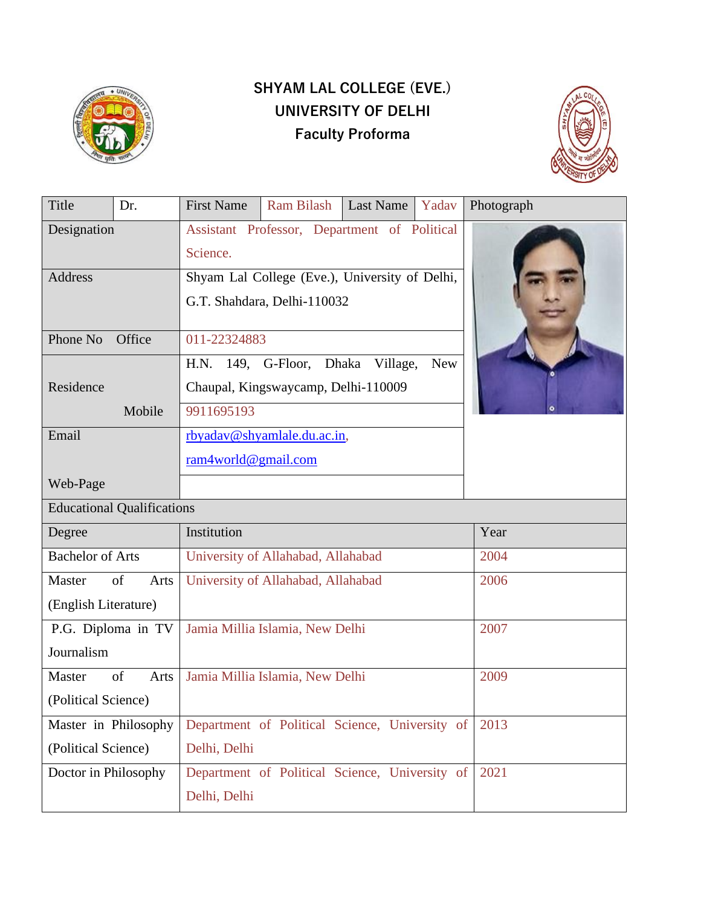# SHYAM LAL COLLEGE (EVE.)
## UNIVERSITY OF DELHI
### Faculty Proforma

| Title | Dr. | First Name | Ram Bilash | Last Name | Yadav | Photograph |
|---|---|---|---|---|---|---|
| Designation | | Assistant Professor, Department of Political Science. | | | | |
| Address | | Shyam Lal College (Eve.), University of Delhi, G.T. Shahdara, Delhi-110032 | | | | |
| Phone No | Office | 011-22324883 | | | | |
| Residence | | H.N. 149, G-Floor, Dhaka Village, New Chaupal, Kingswaycamp, Delhi-110009 | | | | |
| | Mobile | 9911695193 | | | | |
| Email | | rbyadav@shyamlale.du.ac.in, ram4world@gmail.com | | | | |
| Web-Page | | | | | | |

**Educational Qualifications**

| Degree | Institution | Year |
|---|---|---|
| Bachelor of Arts | University of Allahabad, Allahabad | 2004 |
| Master of Arts (English Literature) | University of Allahabad, Allahabad | 2006 |
| P.G. Diploma in TV Journalism | Jamia Millia Islamia, New Delhi | 2007 |
| Master of Arts (Political Science) | Jamia Millia Islamia, New Delhi | 2009 |
| Master in Philosophy (Political Science) | Department of Political Science, University of Delhi, Delhi | 2013 |
| Doctor in Philosophy | Department of Political Science, University of Delhi, Delhi | 2021 |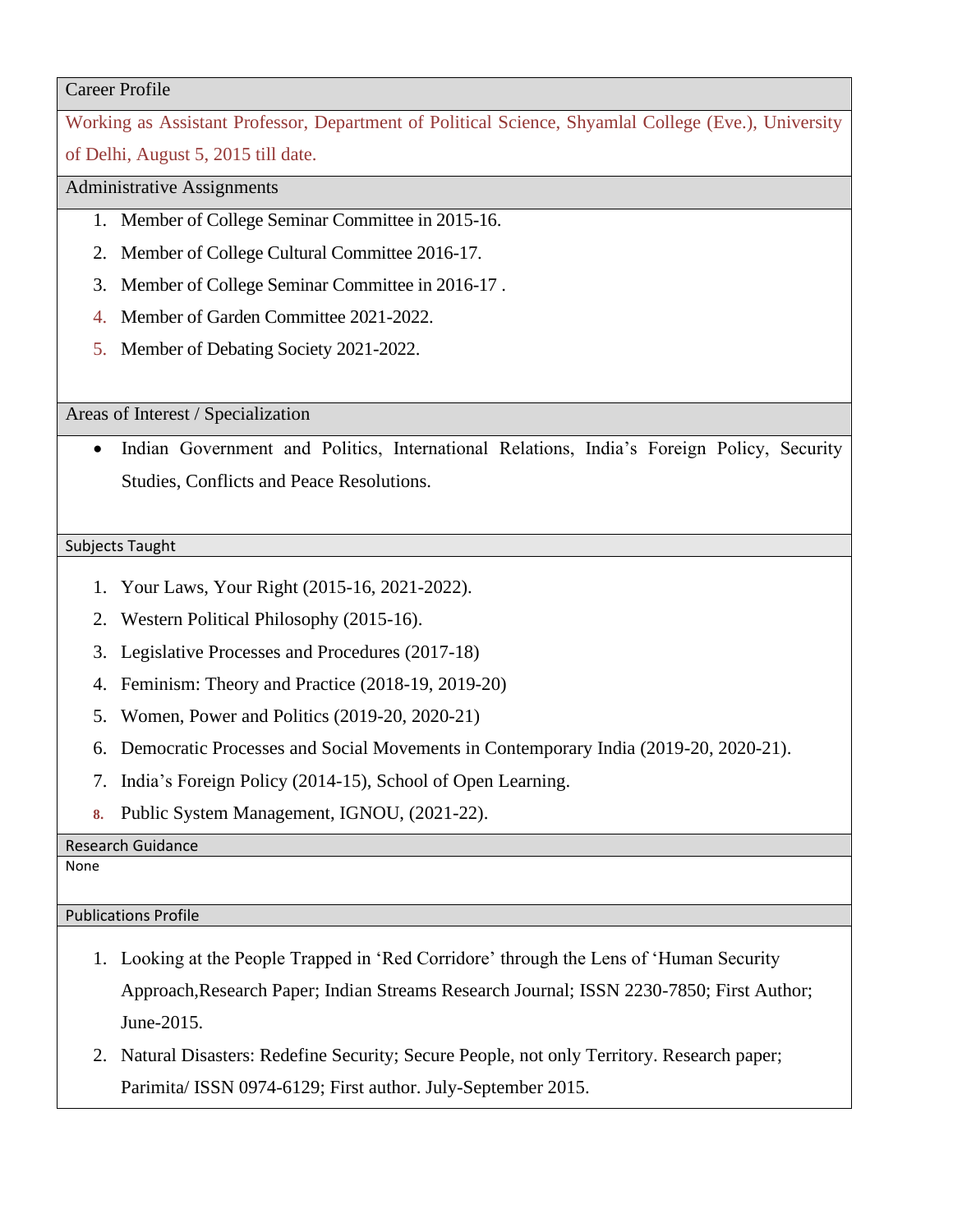## Career Profile

Working as Assistant Professor, Department of Political Science, Shyamlal College (Eve.), University of Delhi, August 5, 2015 till date.

## Administrative Assignments

1. Member of College Seminar Committee in 2015-16.
2. Member of College Cultural Committee 2016-17.
3. Member of College Seminar Committee in 2016-17 .
4. Member of Garden Committee 2021-2022.
5. Member of Debating Society 2021-2022.

## Areas of Interest / Specialization

- Indian Government and Politics, International Relations, India's Foreign Policy, Security Studies, Conflicts and Peace Resolutions.

## Subjects Taught

1. Your Laws, Your Right (2015-16, 2021-2022).
2. Western Political Philosophy (2015-16).
3. Legislative Processes and Procedures (2017-18)
4. Feminism: Theory and Practice (2018-19, 2019-20)
5. Women, Power and Politics (2019-20, 2020-21)
6. Democratic Processes and Social Movements in Contemporary India (2019-20, 2020-21).
7. India's Foreign Policy (2014-15), School of Open Learning.
8. Public System Management, IGNOU, (2021-22).

## Research Guidance

None

## Publications Profile

1. Looking at the People Trapped in 'Red Corridore' through the Lens of 'Human Security Approach,Research Paper; Indian Streams Research Journal; ISSN 2230-7850; First Author; June-2015.
2. Natural Disasters: Redefine Security; Secure People, not only Territory. Research paper; Parimita/ ISSN 0974-6129; First author. July-September 2015.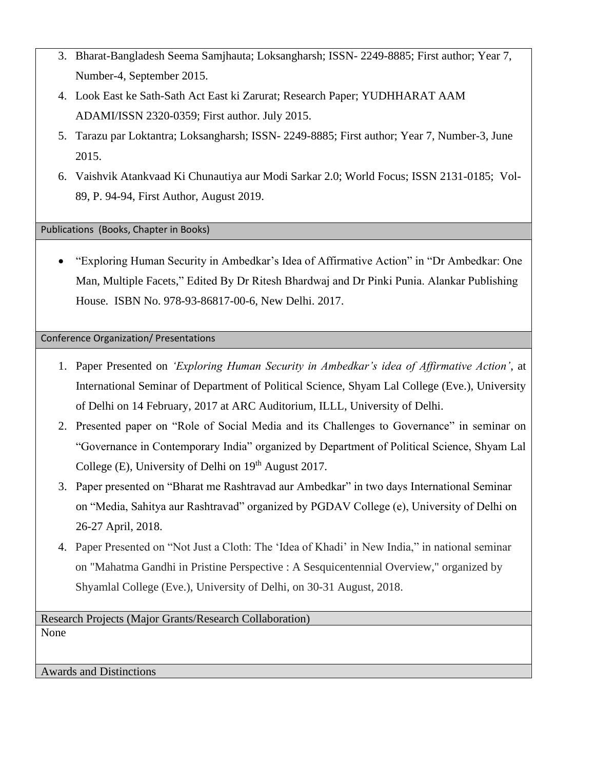3. Bharat-Bangladesh Seema Samjhauta; Loksangharsh; ISSN- 2249-8885; First author; Year 7, Number-4, September 2015.
4. Look East ke Sath-Sath Act East ki Zarurat; Research Paper; YUDHHARAT AAM ADAMI/ISSN 2320-0359; First author. July 2015.
5. Tarazu par Loktantra; Loksangharsh; ISSN- 2249-8885; First author; Year 7, Number-3, June 2015.
6. Vaishvik Atankvaad Ki Chunautiya aur Modi Sarkar 2.0; World Focus; ISSN 2131-0185; Vol-89, P. 94-94, First Author, August 2019.

## Publications (Books, Chapter in Books)

- "Exploring Human Security in Ambedkar's Idea of Affirmative Action" in "Dr Ambedkar: One Man, Multiple Facets," Edited By Dr Ritesh Bhardwaj and Dr Pinki Punia. Alankar Publishing House. ISBN No. 978-93-86817-00-6, New Delhi. 2017.

## Conference Organization/ Presentations

1. Paper Presented on *'Exploring Human Security in Ambedkar's idea of Affirmative Action'*, at International Seminar of Department of Political Science, Shyam Lal College (Eve.), University of Delhi on 14 February, 2017 at ARC Auditorium, ILLL, University of Delhi.
2. Presented paper on "Role of Social Media and its Challenges to Governance" in seminar on "Governance in Contemporary India" organized by Department of Political Science, Shyam Lal College (E), University of Delhi on 19th August 2017.
3. Paper presented on "Bharat me Rashtravad aur Ambedkar" in two days International Seminar on "Media, Sahitya aur Rashtravad" organized by PGDAV College (e), University of Delhi on 26-27 April, 2018.
4. Paper Presented on "Not Just a Cloth: The 'Idea of Khadi' in New India," in national seminar on "Mahatma Gandhi in Pristine Perspective : A Sesquicentennial Overview," organized by Shyamlal College (Eve.), University of Delhi, on 30-31 August, 2018.

## Research Projects (Major Grants/Research Collaboration)

None

## Awards and Distinctions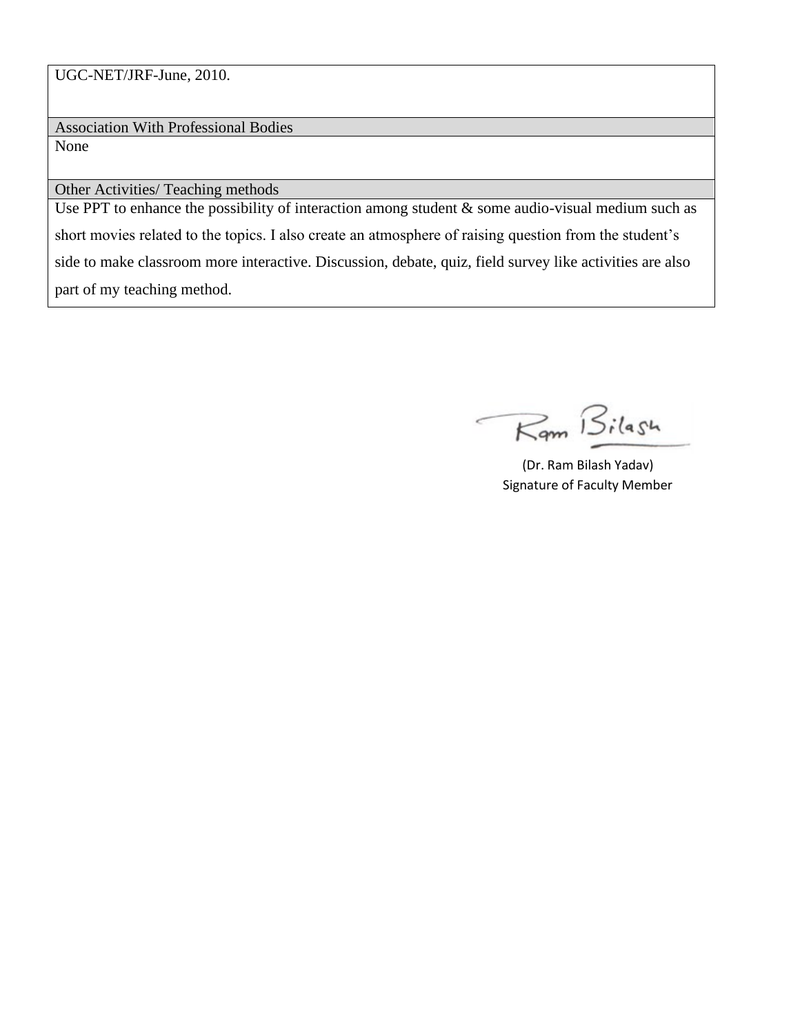UGC-NET/JRF-June, 2010.

## Association With Professional Bodies

None

## Other Activities/ Teaching methods

Use PPT to enhance the possibility of interaction among student & some audio-visual medium such as short movies related to the topics. I also create an atmosphere of raising question from the student's side to make classroom more interactive. Discussion, debate, quiz, field survey like activities are also part of my teaching method.

Ram Bilash

(Dr. Ram Bilash Yadav)
Signature of Faculty Member